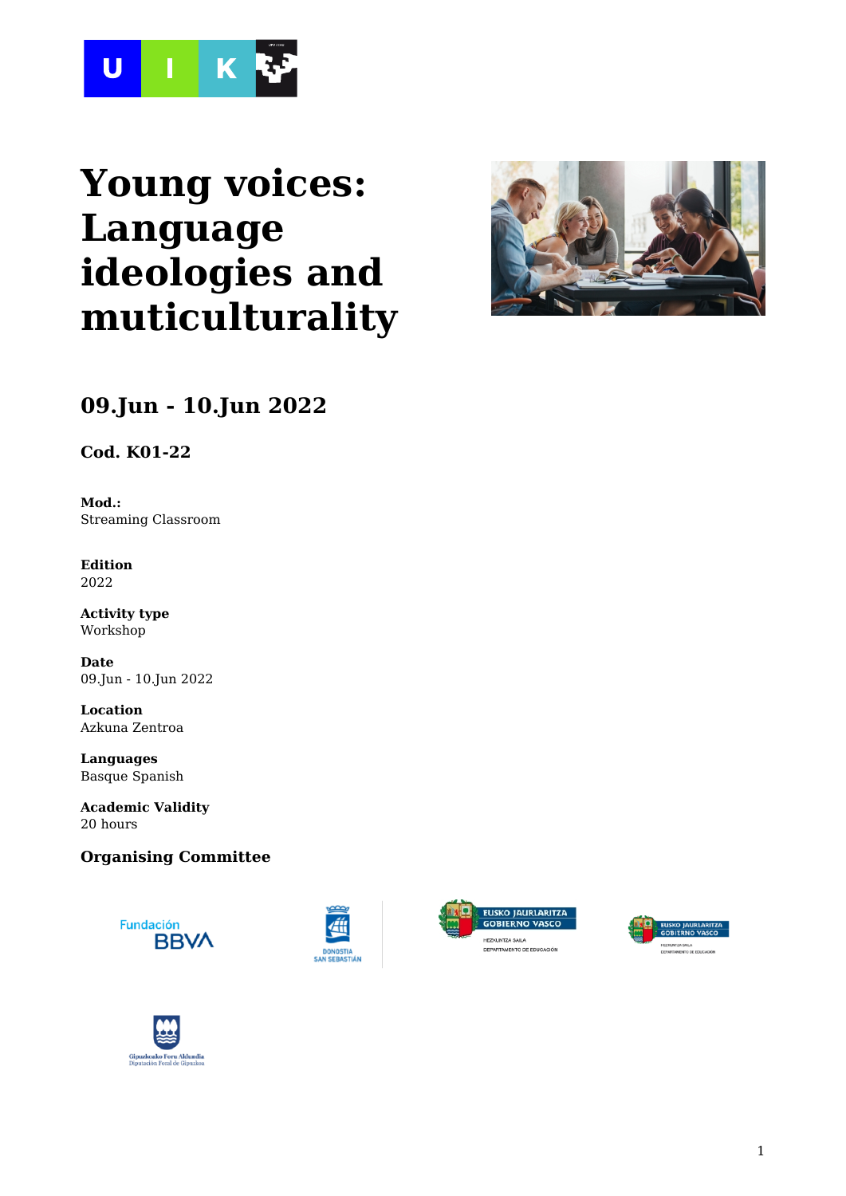# Young voices: Language ideologies and muticulturality

## 09.Jun - 10.Jun 2022

**Cod. K01-22**

**Mod.:**
Streaming Classroom

**Edition**
2022

**Activity type**
Workshop

**Date**
09.Jun - 10.Jun 2022

**Location**
Azkuna Zentroa

**Languages**
Basque Spanish

**Academic Validity**
20 hours

### Organising Committee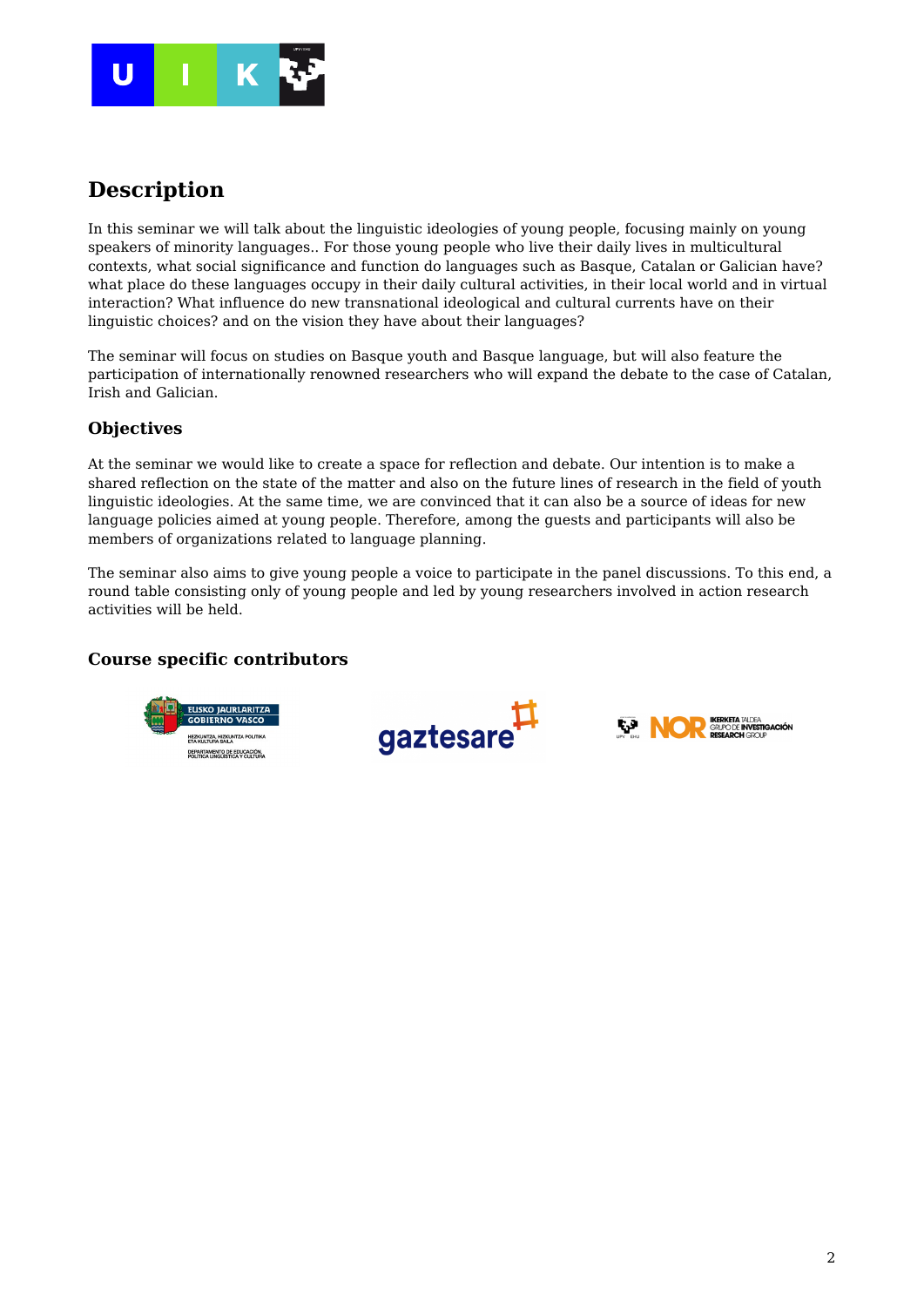# Description

In this seminar we will talk about the linguistic ideologies of young people, focusing mainly on young speakers of minority languages.. For those young people who live their daily lives in multicultural contexts, what social significance and function do languages such as Basque, Catalan or Galician have? what place do these languages occupy in their daily cultural activities, in their local world and in virtual interaction? What influence do new transnational ideological and cultural currents have on their linguistic choices? and on the vision they have about their languages?

The seminar will focus on studies on Basque youth and Basque language, but will also feature the participation of internationally renowned researchers who will expand the debate to the case of Catalan, Irish and Galician.

## Objectives

At the seminar we would like to create a space for reflection and debate. Our intention is to make a shared reflection on the state of the matter and also on the future lines of research in the field of youth linguistic ideologies. At the same time, we are convinced that it can also be a source of ideas for new language policies aimed at young people. Therefore, among the guests and participants will also be members of organizations related to language planning.

The seminar also aims to give young people a voice to participate in the panel discussions. To this end, a round table consisting only of young people and led by young researchers involved in action research activities will be held.

## Course specific contributors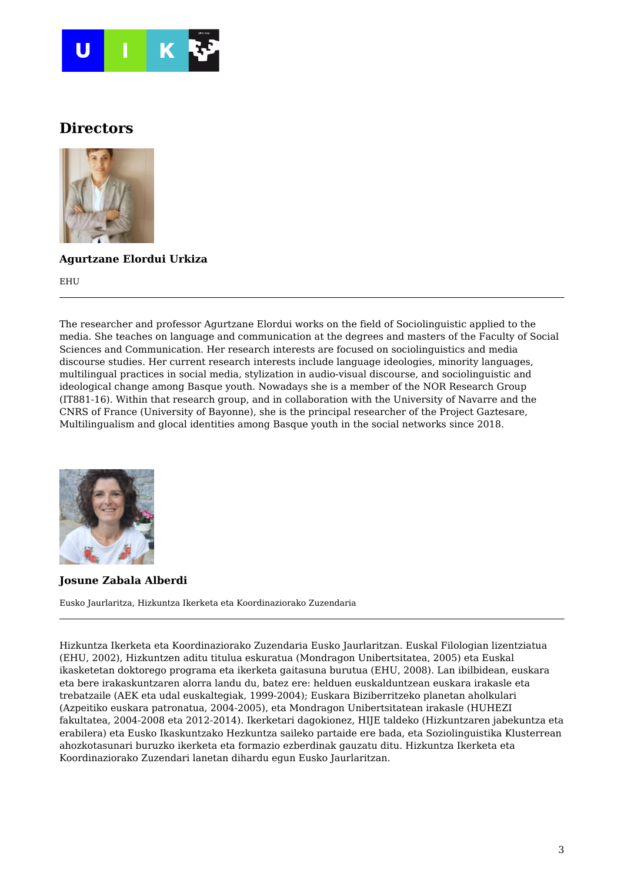## Directors

**Agurtzane Elordui Urkiza**

EHU

---

The researcher and professor Agurtzane Elordui works on the field of Sociolinguistic applied to the media. She teaches on language and communication at the degrees and masters of the Faculty of Social Sciences and Communication. Her research interests are focused on sociolinguistics and media discourse studies. Her current research interests include language ideologies, minority languages, multilingual practices in social media, stylization in audio-visual discourse, and sociolinguistic and ideological change among Basque youth. Nowadays she is a member of the NOR Research Group (IT881-16). Within that research group, and in collaboration with the University of Navarre and the CNRS of France (University of Bayonne), she is the principal researcher of the Project Gaztesare, Multilingualism and glocal identities among Basque youth in the social networks since 2018.

**Josune Zabala Alberdi**

Eusko Jaurlaritza, Hizkuntza Ikerketa eta Koordinaziorako Zuzendaria

---

Hizkuntza Ikerketa eta Koordinaziorako Zuzendaria Eusko Jaurlaritzan. Euskal Filologian lizentziatua (EHU, 2002), Hizkuntzen aditu titulua eskuratua (Mondragon Unibertsitatea, 2005) eta Euskal ikasketetan doktorego programa eta ikerketa gaitasuna burutua (EHU, 2008). Lan ibilbidean, euskara eta bere irakaskuntzaren alorra landu du, batez ere: helduen euskalduntzean euskara irakasle eta trebatzaile (AEK eta udal euskaltegiak, 1999-2004); Euskara Biziberritzeko planetan aholkulari (Azpeitiko euskara patronatua, 2004-2005), eta Mondragon Unibertsitatean irakasle (HUHEZI fakultatea, 2004-2008 eta 2012-2014). Ikerketari dagokionez, HIJE taldeko (Hizkuntzaren jabekuntza eta erabilera) eta Eusko Ikaskuntzako Hezkuntza saileko partaide ere bada, eta Soziolinguistika Klusterrean ahozkotasunari buruzko ikerketa eta formazio ezberdinak gauzatu ditu. Hizkuntza Ikerketa eta Koordinaziorako Zuzendari lanetan dihardu egun Eusko Jaurlaritzan.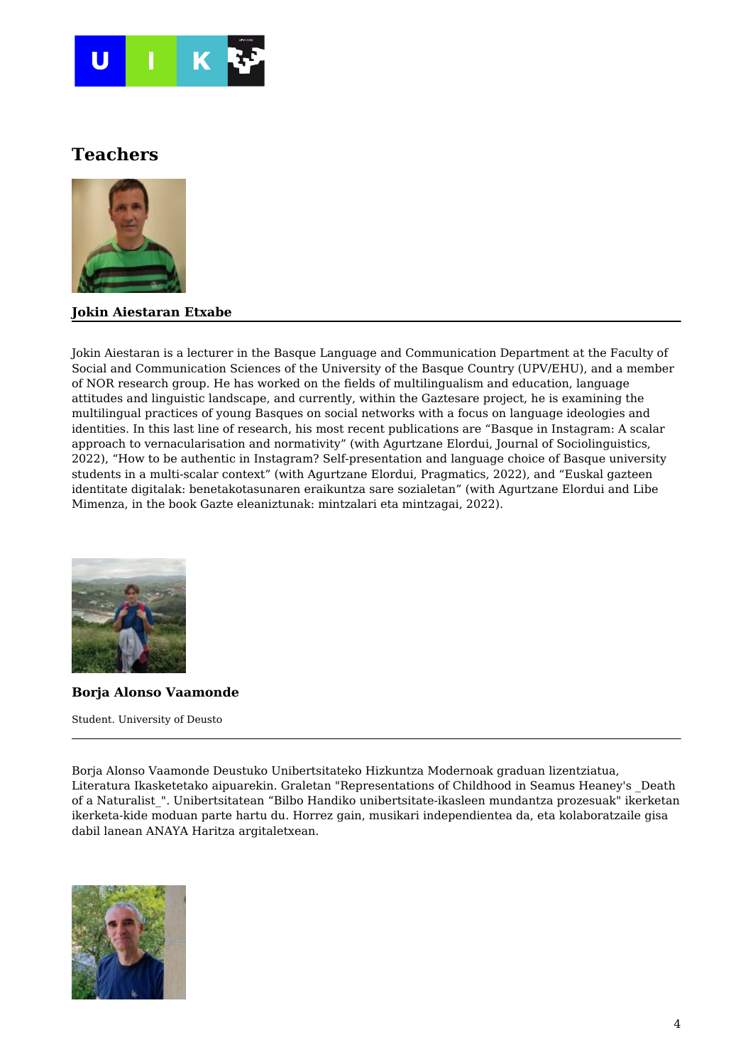## Teachers

**Jokin Aiestaran Etxabe**

Jokin Aiestaran is a lecturer in the Basque Language and Communication Department at the Faculty of Social and Communication Sciences of the University of the Basque Country (UPV/EHU), and a member of NOR research group. He has worked on the fields of multilingualism and education, language attitudes and linguistic landscape, and currently, within the Gaztesare project, he is examining the multilingual practices of young Basques on social networks with a focus on language ideologies and identities. In this last line of research, his most recent publications are "Basque in Instagram: A scalar approach to vernacularisation and normativity" (with Agurtzane Elordui, Journal of Sociolinguistics, 2022), "How to be authentic in Instagram? Self-presentation and language choice of Basque university students in a multi-scalar context" (with Agurtzane Elordui, Pragmatics, 2022), and "Euskal gazteen identitate digitalak: benetakotasunaren eraikuntza sare sozialetan" (with Agurtzane Elordui and Libe Mimenza, in the book Gazte eleaniztunak: mintzalari eta mintzagai, 2022).

**Borja Alonso Vaamonde**

Student. University of Deusto

Borja Alonso Vaamonde Deustuko Unibertsitateko Hizkuntza Modernoak graduan lizentziatua, Literatura Ikasketetako aipuarekin. Graletan "Representations of Childhood in Seamus Heaney's _Death of a Naturalist_". Unibertsitatean "Bilbo Handiko unibertsitate-ikasleen mundantza prozesuak" ikerketan ikerketa-kide moduan parte hartu du. Horrez gain, musikari independientea da, eta kolaboratzaile gisa dabil lanean ANAYA Haritza argitaletxean.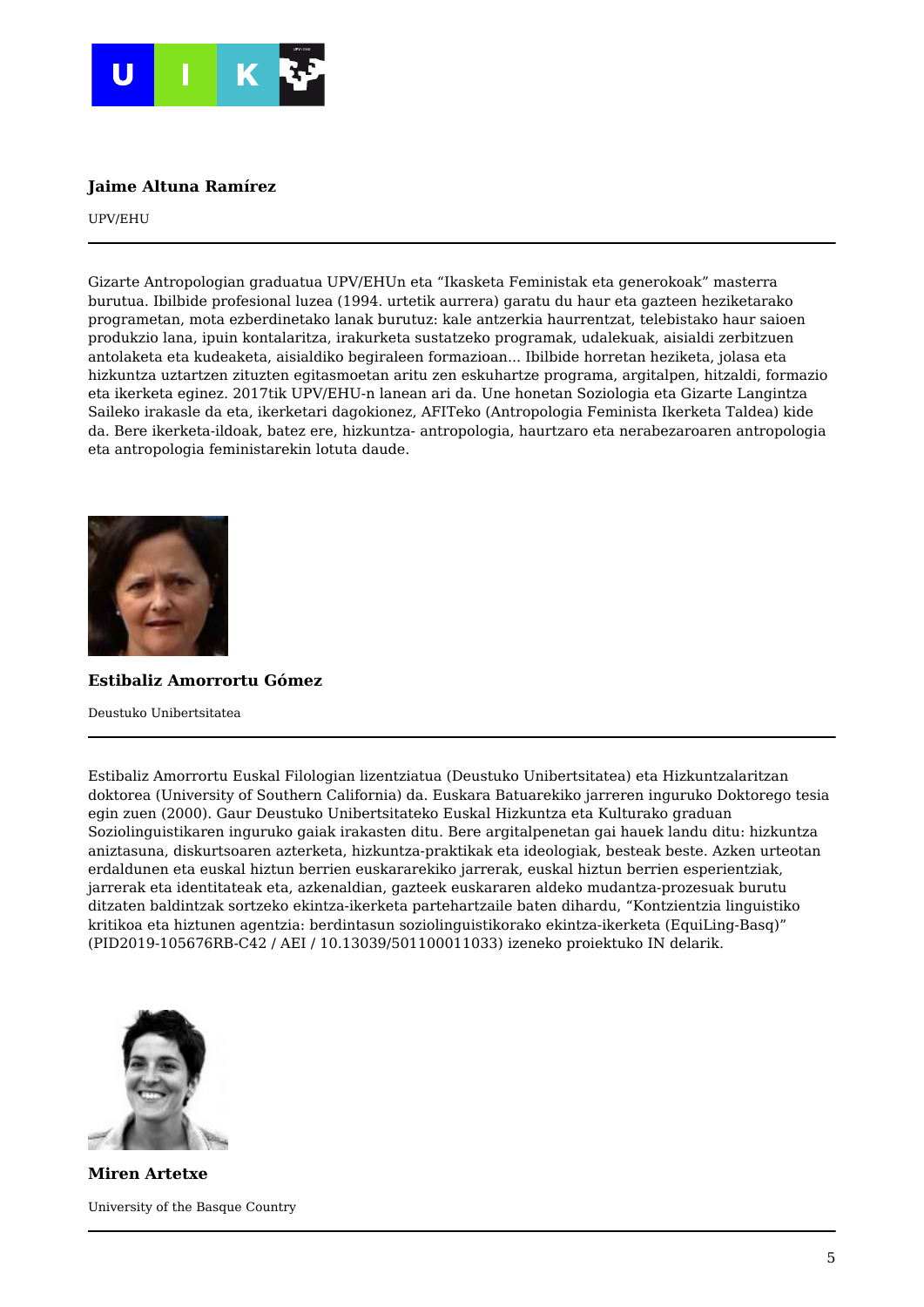**Jaime Altuna Ramírez**

UPV/EHU

---

Gizarte Antropologian graduatua UPV/EHUn eta "Ikasketa Feministak eta generokoak" masterra burutua. Ibilbide profesional luzea (1994. urtetik aurrera) garatu du haur eta gazteen heziketarako programetan, mota ezberdinetako lanak burutuz: kale antzerkia haurrentzat, telebistako haur saioen produkzio lana, ipuin kontalaritza, irakurketa sustatzeko programak, udalekuak, aisialdi zerbitzuen antolaketa eta kudeaketa, aisialdiko begiraleen formazioan... Ibilbide horretan heziketa, jolasa eta hizkuntza uztartzen zituzten egitasmoetan aritu zen eskuhartze programa, argitalpen, hitzaldi, formazio eta ikerketa eginez. 2017tik UPV/EHU-n lanean ari da. Une honetan Soziologia eta Gizarte Langintza Saileko irakasle da eta, ikerketari dagokionez, AFITeko (Antropologia Feminista Ikerketa Taldea) kide da. Bere ikerketa-ildoak, batez ere, hizkuntza- antropologia, haurtzaro eta nerabezaroaren antropologia eta antropologia feministarekin lotuta daude.

**Estibaliz Amorrortu Gómez**

Deustuko Unibertsitatea

---

Estibaliz Amorrortu Euskal Filologian lizentziatua (Deustuko Unibertsitatea) eta Hizkuntzalaritzan doktorea (University of Southern California) da. Euskara Batuarekiko jarreren inguruko Doktorego tesia egin zuen (2000). Gaur Deustuko Unibertsitateko Euskal Hizkuntza eta Kulturako graduan Soziolinguistikaren inguruko gaiak irakasten ditu. Bere argitalpenetan gai hauek landu ditu: hizkuntza aniztasuna, diskurtsoaren azterketa, hizkuntza-praktikak eta ideologiak, besteak beste. Azken urteotan erdaldunen eta euskal hiztun berrien euskararekiko jarrerak, euskal hiztun berrien esperientziak, jarrerak eta identitateak eta, azkenaldian, gazteek euskararen aldeko mudantza-prozesuak burutu ditzaten baldintzak sortzeko ekintza-ikerketa partehartzaile baten dihardu, "Kontzientzia linguistiko kritikoa eta hiztunen agentzia: berdintasun soziolinguistikorako ekintza-ikerketa (EquiLing-Basq)" (PID2019-105676RB-C42 / AEI / 10.13039/501100011033) izeneko proiektuko IN delarik.

**Miren Artetxe**

University of the Basque Country

---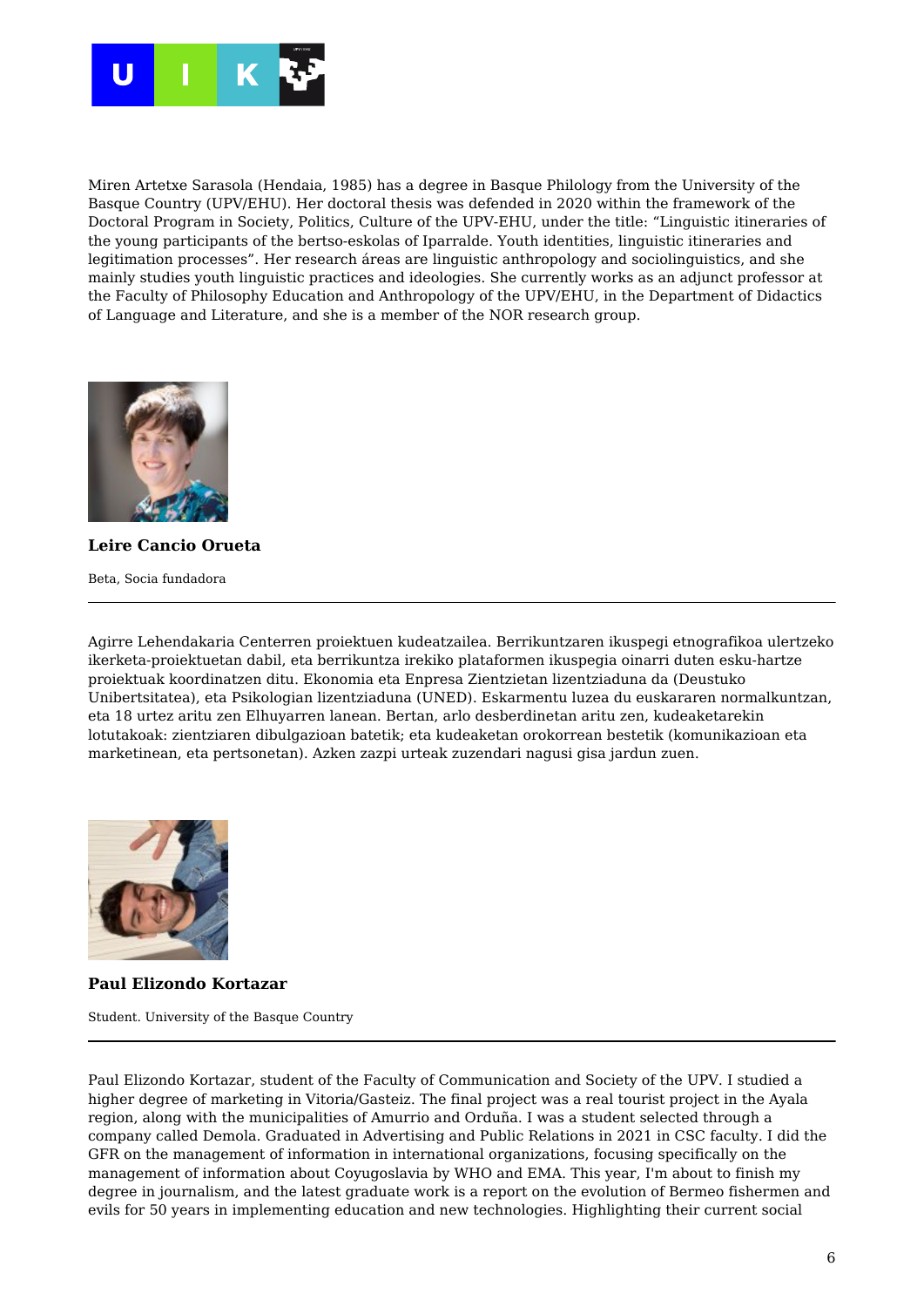Miren Artetxe Sarasola (Hendaia, 1985) has a degree in Basque Philology from the University of the Basque Country (UPV/EHU). Her doctoral thesis was defended in 2020 within the framework of the Doctoral Program in Society, Politics, Culture of the UPV-EHU, under the title: “Linguistic itineraries of the young participants of the bertso-eskolas of Iparralde. Youth identities, linguistic itineraries and legitimation processes”. Her research áreas are linguistic anthropology and sociolinguistics, and she mainly studies youth linguistic practices and ideologies. She currently works as an adjunct professor at the Faculty of Philosophy Education and Anthropology of the UPV/EHU, in the Department of Didactics of Language and Literature, and she is a member of the NOR research group.

**Leire Cancio Orueta**

Beta, Socia fundadora

---

Agirre Lehendakaria Centerren proiektuen kudeatzailea. Berrikuntzaren ikuspegi etnografikoa ulertzeko ikerketa-proiektuetan dabil, eta berrikuntza irekiko plataformen ikuspegia oinarri duten esku-hartze proiektuak koordinatzen ditu. Ekonomia eta Enpresa Zientzietan lizentziaduna da (Deustuko Unibertsitatea), eta Psikologian lizentziaduna (UNED). Eskarmentu luzea du euskararen normalkuntzan, eta 18 urtez aritu zen Elhuyarren lanean. Bertan, arlo desberdinetan aritu zen, kudeaketarekin lotutakoak: zientziaren dibulgazioan batetik; eta kudeaketan orokorrean bestetik (komunikazioan eta marketinean, eta pertsonetan). Azken zazpi urteak zuzendari nagusi gisa jardun zuen.

**Paul Elizondo Kortazar**

Student. University of the Basque Country

---

Paul Elizondo Kortazar, student of the Faculty of Communication and Society of the UPV. I studied a higher degree of marketing in Vitoria/Gasteiz. The final project was a real tourist project in the Ayala region, along with the municipalities of Amurrio and Orduña. I was a student selected through a company called Demola. Graduated in Advertising and Public Relations in 2021 in CSC faculty. I did the GFR on the management of information in international organizations, focusing specifically on the management of information about Coyugoslavia by WHO and EMA. This year, I'm about to finish my degree in journalism, and the latest graduate work is a report on the evolution of Bermeo fishermen and evils for 50 years in implementing education and new technologies. Highlighting their current social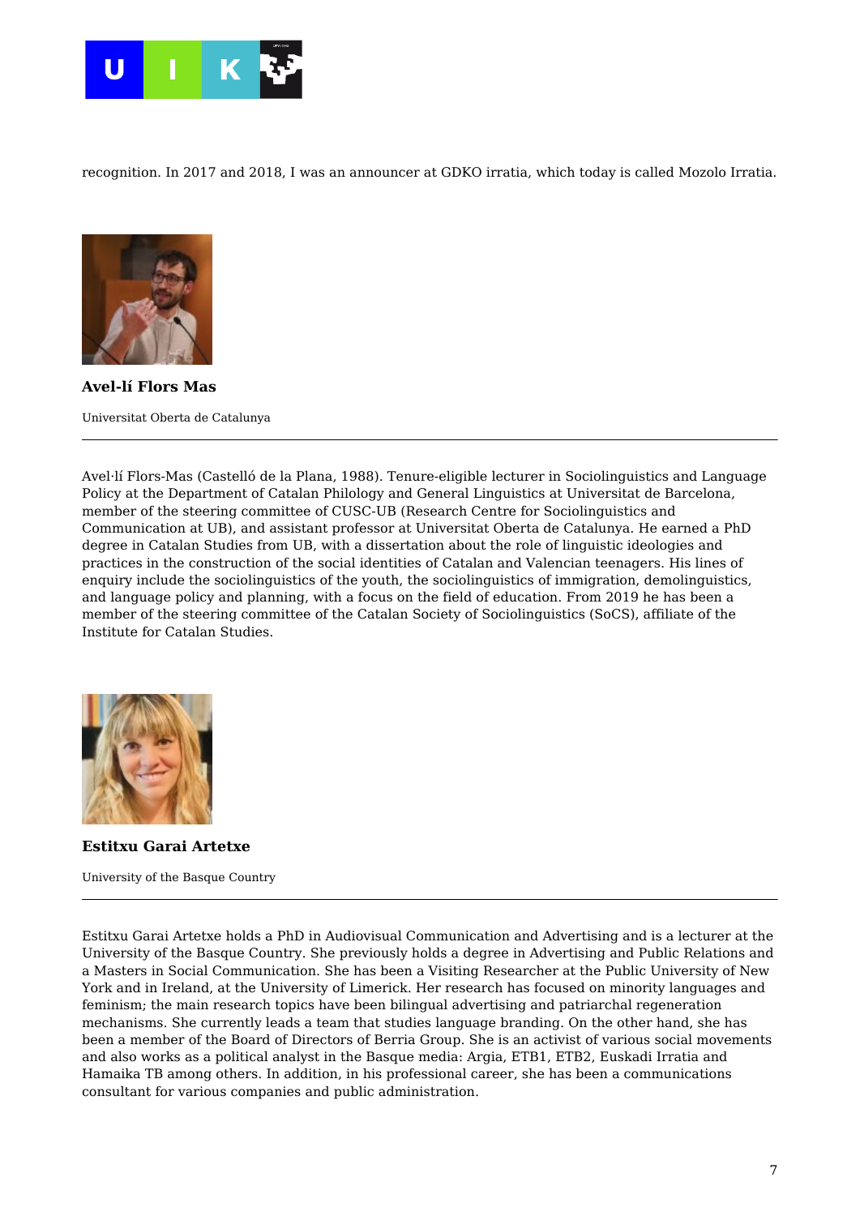recognition. In 2017 and 2018, I was an announcer at GDKO irratia, which today is called Mozolo Irratia.

**Avel-lí Flors Mas**

Universitat Oberta de Catalunya

---

Avel·lí Flors-Mas (Castelló de la Plana, 1988). Tenure-eligible lecturer in Sociolinguistics and Language Policy at the Department of Catalan Philology and General Linguistics at Universitat de Barcelona, member of the steering committee of CUSC-UB (Research Centre for Sociolinguistics and Communication at UB), and assistant professor at Universitat Oberta de Catalunya. He earned a PhD degree in Catalan Studies from UB, with a dissertation about the role of linguistic ideologies and practices in the construction of the social identities of Catalan and Valencian teenagers. His lines of enquiry include the sociolinguistics of the youth, the sociolinguistics of immigration, demolinguistics, and language policy and planning, with a focus on the field of education. From 2019 he has been a member of the steering committee of the Catalan Society of Sociolinguistics (SoCS), affiliate of the Institute for Catalan Studies.

**Estitxu Garai Artetxe**

University of the Basque Country

---

Estitxu Garai Artetxe holds a PhD in Audiovisual Communication and Advertising and is a lecturer at the University of the Basque Country. She previously holds a degree in Advertising and Public Relations and a Masters in Social Communication. She has been a Visiting Researcher at the Public University of New York and in Ireland, at the University of Limerick. Her research has focused on minority languages and feminism; the main research topics have been bilingual advertising and patriarchal regeneration mechanisms. She currently leads a team that studies language branding. On the other hand, she has been a member of the Board of Directors of Berria Group. She is an activist of various social movements and also works as a political analyst in the Basque media: Argia, ETB1, ETB2, Euskadi Irratia and Hamaika TB among others. In addition, in his professional career, she has been a communications consultant for various companies and public administration.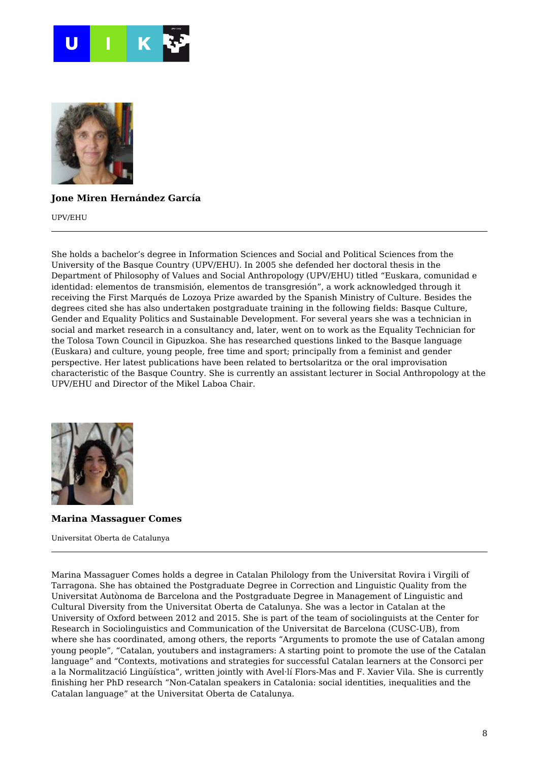**Jone Miren Hernández García**

UPV/EHU

---

She holds a bachelor's degree in Information Sciences and Social and Political Sciences from the University of the Basque Country (UPV/EHU). In 2005 she defended her doctoral thesis in the Department of Philosophy of Values and Social Anthropology (UPV/EHU) titled "Euskara, comunidad e identidad: elementos de transmisión, elementos de transgresión", a work acknowledged through it receiving the First Marqués de Lozoya Prize awarded by the Spanish Ministry of Culture. Besides the degrees cited she has also undertaken postgraduate training in the following fields: Basque Culture, Gender and Equality Politics and Sustainable Development. For several years she was a technician in social and market research in a consultancy and, later, went on to work as the Equality Technician for the Tolosa Town Council in Gipuzkoa. She has researched questions linked to the Basque language (Euskara) and culture, young people, free time and sport; principally from a feminist and gender perspective. Her latest publications have been related to bertsolaritza or the oral improvisation characteristic of the Basque Country. She is currently an assistant lecturer in Social Anthropology at the UPV/EHU and Director of the Mikel Laboa Chair.

**Marina Massaguer Comes**

Universitat Oberta de Catalunya

---

Marina Massaguer Comes holds a degree in Catalan Philology from the Universitat Rovira i Virgili of Tarragona. She has obtained the Postgraduate Degree in Correction and Linguistic Quality from the Universitat Autònoma de Barcelona and the Postgraduate Degree in Management of Linguistic and Cultural Diversity from the Universitat Oberta de Catalunya. She was a lector in Catalan at the University of Oxford between 2012 and 2015. She is part of the team of sociolinguists at the Center for Research in Sociolinguistics and Communication of the Universitat de Barcelona (CUSC-UB), from where she has coordinated, among others, the reports "Arguments to promote the use of Catalan among young people", "Catalan, youtubers and instagramers: A starting point to promote the use of the Catalan language" and "Contexts, motivations and strategies for successful Catalan learners at the Consorci per a la Normalització Lingüística", written jointly with Avel·lí Flors-Mas and F. Xavier Vila. She is currently finishing her PhD research "Non-Catalan speakers in Catalonia: social identities, inequalities and the Catalan language" at the Universitat Oberta de Catalunya.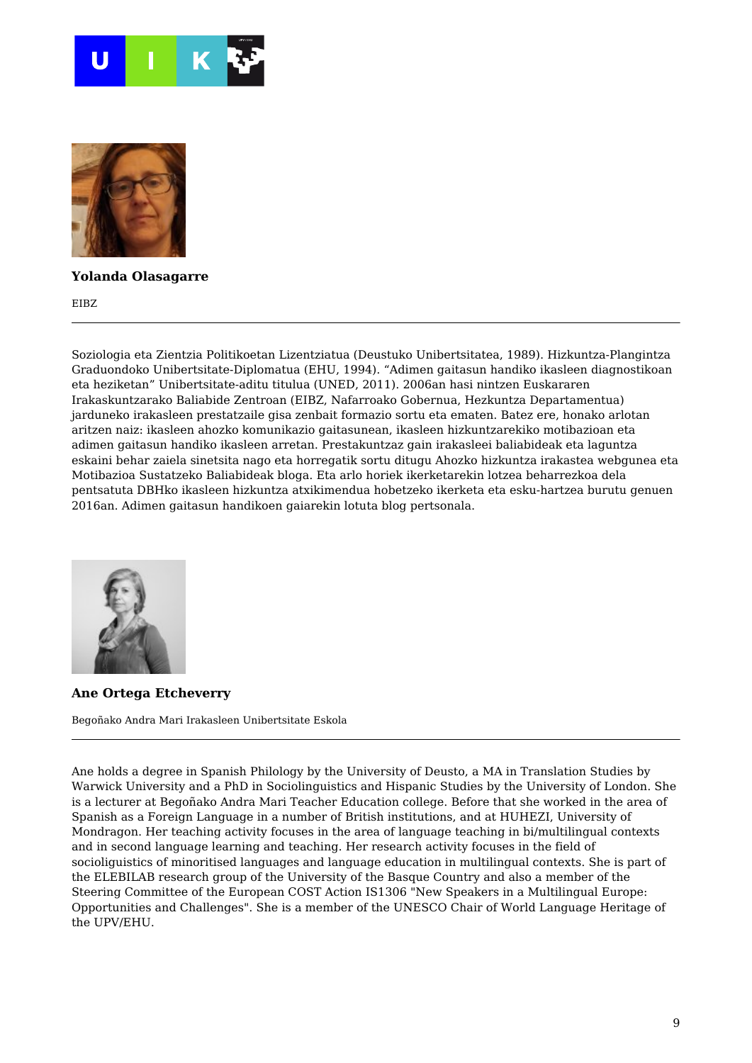**Yolanda Olasagarre**

EIBZ

---

Soziologia eta Zientzia Politikoetan Lizentziatua (Deustuko Unibertsitatea, 1989). Hizkuntza-Plangintza Graduondoko Unibertsitate-Diplomatua (EHU, 1994). "Adimen gaitasun handiko ikasleen diagnostikoan eta heziketan" Unibertsitate-aditu titulua (UNED, 2011). 2006an hasi nintzen Euskararen Irakaskuntzarako Baliabide Zentroan (EIBZ, Nafarroako Gobernua, Hezkuntza Departamentua) jarduneko irakasleen prestatzaile gisa zenbait formazio sortu eta ematen. Batez ere, honako arlotan aritzen naiz: ikasleen ahozko komunikazio gaitasunean, ikasleen hizkuntzarekiko motibazioan eta adimen gaitasun handiko ikasleen arretan. Prestakuntzaz gain irakasleei baliabideak eta laguntza eskaini behar zaiela sinetsita nago eta horregatik sortu ditugu Ahozko hizkuntza irakastea webgunea eta Motibazioa Sustatzeko Baliabideak bloga. Eta arlo horiek ikerketarekin lotzea beharrezkoa dela pentsatuta DBHko ikasleen hizkuntza atxikimendua hobetzeko ikerketa eta esku-hartzea burutu genuen 2016an. Adimen gaitasun handikoen gaiarekin lotuta blog pertsonala.

**Ane Ortega Etcheverry**

Begoñako Andra Mari Irakasleen Unibertsitate Eskola

---

Ane holds a degree in Spanish Philology by the University of Deusto, a MA in Translation Studies by Warwick University and a PhD in Sociolinguistics and Hispanic Studies by the University of London. She is a lecturer at Begoñako Andra Mari Teacher Education college. Before that she worked in the area of Spanish as a Foreign Language in a number of British institutions, and at HUHEZI, University of Mondragon. Her teaching activity focuses in the area of language teaching in bi/multilingual contexts and in second language learning and teaching. Her research activity focuses in the field of socioliguistics of minoritised languages and language education in multilingual contexts. She is part of the ELEBILAB research group of the University of the Basque Country and also a member of the Steering Committee of the European COST Action IS1306 "New Speakers in a Multilingual Europe: Opportunities and Challenges". She is a member of the UNESCO Chair of World Language Heritage of the UPV/EHU.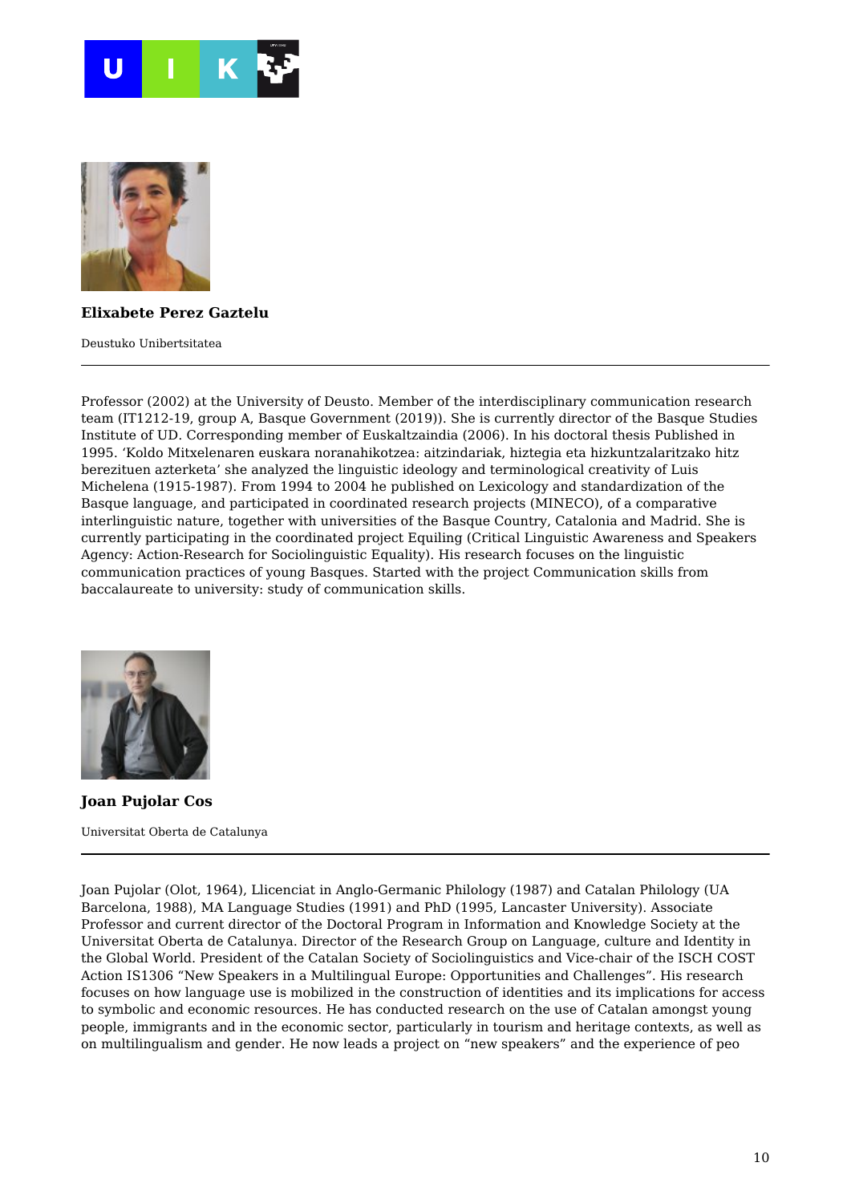**Elixabete Perez Gaztelu**

Deustuko Unibertsitatea

---

Professor (2002) at the University of Deusto. Member of the interdisciplinary communication research team (IT1212-19, group A, Basque Government (2019)). She is currently director of the Basque Studies Institute of UD. Corresponding member of Euskaltzaindia (2006). In his doctoral thesis Published in 1995. 'Koldo Mitxelenaren euskara noranahikotzea: aitzindariak, hiztegia eta hizkuntzalaritzako hitz berezituen azterketa' she analyzed the linguistic ideology and terminological creativity of Luis Michelena (1915-1987). From 1994 to 2004 he published on Lexicology and standardization of the Basque language, and participated in coordinated research projects (MINECO), of a comparative interlinguistic nature, together with universities of the Basque Country, Catalonia and Madrid. She is currently participating in the coordinated project Equiling (Critical Linguistic Awareness and Speakers Agency: Action-Research for Sociolinguistic Equality). His research focuses on the linguistic communication practices of young Basques. Started with the project Communication skills from baccalaureate to university: study of communication skills.

**Joan Pujolar Cos**

Universitat Oberta de Catalunya

---

Joan Pujolar (Olot, 1964), Llicenciat in Anglo-Germanic Philology (1987) and Catalan Philology (UA Barcelona, 1988), MA Language Studies (1991) and PhD (1995, Lancaster University). Associate Professor and current director of the Doctoral Program in Information and Knowledge Society at the Universitat Oberta de Catalunya. Director of the Research Group on Language, culture and Identity in the Global World. President of the Catalan Society of Sociolinguistics and Vice-chair of the ISCH COST Action IS1306 "New Speakers in a Multilingual Europe: Opportunities and Challenges". His research focuses on how language use is mobilized in the construction of identities and its implications for access to symbolic and economic resources. He has conducted research on the use of Catalan amongst young people, immigrants and in the economic sector, particularly in tourism and heritage contexts, as well as on multilingualism and gender. He now leads a project on "new speakers" and the experience of peo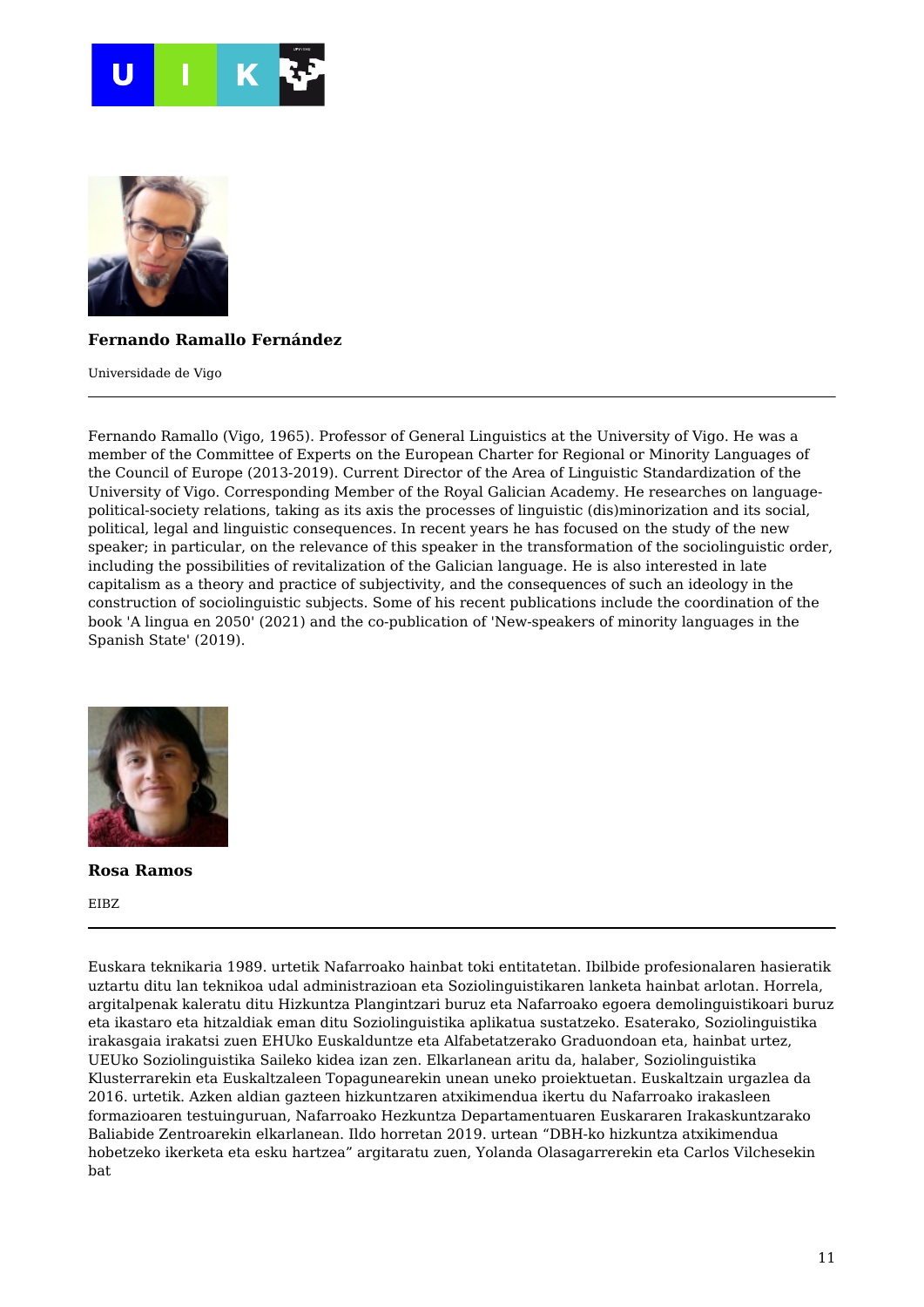**Fernando Ramallo Fernández**

Universidade de Vigo

---

Fernando Ramallo (Vigo, 1965). Professor of General Linguistics at the University of Vigo. He was a member of the Committee of Experts on the European Charter for Regional or Minority Languages of the Council of Europe (2013-2019). Current Director of the Area of Linguistic Standardization of the University of Vigo. Corresponding Member of the Royal Galician Academy. He researches on language-political-society relations, taking as its axis the processes of linguistic (dis)minorization and its social, political, legal and linguistic consequences. In recent years he has focused on the study of the new speaker; in particular, on the relevance of this speaker in the transformation of the sociolinguistic order, including the possibilities of revitalization of the Galician language. He is also interested in late capitalism as a theory and practice of subjectivity, and the consequences of such an ideology in the construction of sociolinguistic subjects. Some of his recent publications include the coordination of the book 'A lingua en 2050' (2021) and the co-publication of 'New-speakers of minority languages in the Spanish State' (2019).

**Rosa Ramos**

EIBZ

---

Euskara teknikaria 1989. urtetik Nafarroako hainbat toki entitatetan. Ibilbide profesionalaren hasieratik uztartu ditu lan teknikoa udal administrazioan eta Soziolinguistikaren lanketa hainbat arlotan. Horrela, argitalpenak kaleratu ditu Hizkuntza Plangintzari buruz eta Nafarroako egoera demolinguistikoari buruz eta ikastaro eta hitzaldiak eman ditu Soziolinguistika aplikatua sustatzeko. Esaterako, Soziolinguistika irakasgaia irakatsi zuen EHUko Euskalduntze eta Alfabetatzerako Graduondoan eta, hainbat urtez, UEUko Soziolinguistika Saileko kidea izan zen. Elkarlanean aritu da, halaber, Soziolinguistika Klusterrarekin eta Euskaltzaleen Topagunearekin unean uneko proiektuetan. Euskaltzain urgazlea da 2016. urtetik. Azken aldian gazteen hizkuntzaren atxikimendua ikertu du Nafarroako irakasleen formazioaren testuinguruan, Nafarroako Hezkuntza Departamentuaren Euskararen Irakaskuntzarako Baliabide Zentroarekin elkarlanean. Ildo horretan 2019. urtean "DBH-ko hizkuntza atxikimendua hobetzeko ikerketa eta esku hartzea" argitaratu zuen, Yolanda Olasagarrerekin eta Carlos Vilchesekin bat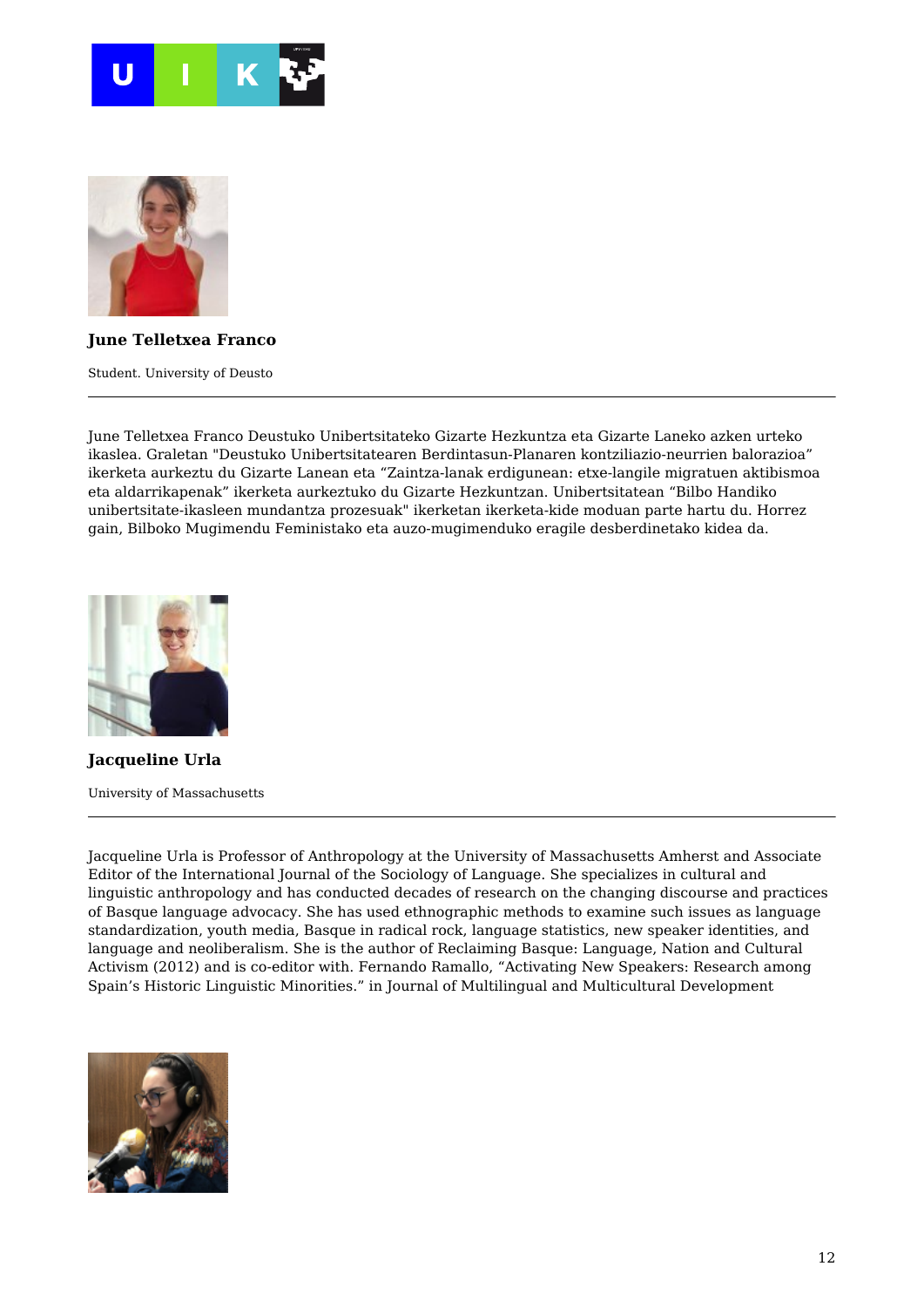**June Telletxea Franco**

Student. University of Deusto

---

June Telletxea Franco Deustuko Unibertsitateko Gizarte Hezkuntza eta Gizarte Laneko azken urteko ikaslea. Graletan "Deustuko Unibertsitatearen Berdintasun-Planaren kontziliazio-neurrien balorazioa" ikerketa aurkeztu du Gizarte Lanean eta "Zaintza-lanak erdigunean: etxe-langile migratuen aktibismoa eta aldarrikapenak" ikerketa aurkeztuko du Gizarte Hezkuntzan. Unibertsitatean "Bilbo Handiko unibertsitate-ikasleen mundantza prozesuak" ikerketan ikerketa-kide moduan parte hartu du. Horrez gain, Bilboko Mugimendu Feministako eta auzo-mugimenduko eragile desberdinetako kidea da.

**Jacqueline Urla**

University of Massachusetts

---

Jacqueline Urla is Professor of Anthropology at the University of Massachusetts Amherst and Associate Editor of the International Journal of the Sociology of Language. She specializes in cultural and linguistic anthropology and has conducted decades of research on the changing discourse and practices of Basque language advocacy. She has used ethnographic methods to examine such issues as language standardization, youth media, Basque in radical rock, language statistics, new speaker identities, and language and neoliberalism. She is the author of Reclaiming Basque: Language, Nation and Cultural Activism (2012) and is co-editor with. Fernando Ramallo, "Activating New Speakers: Research among Spain's Historic Linguistic Minorities." in Journal of Multilingual and Multicultural Development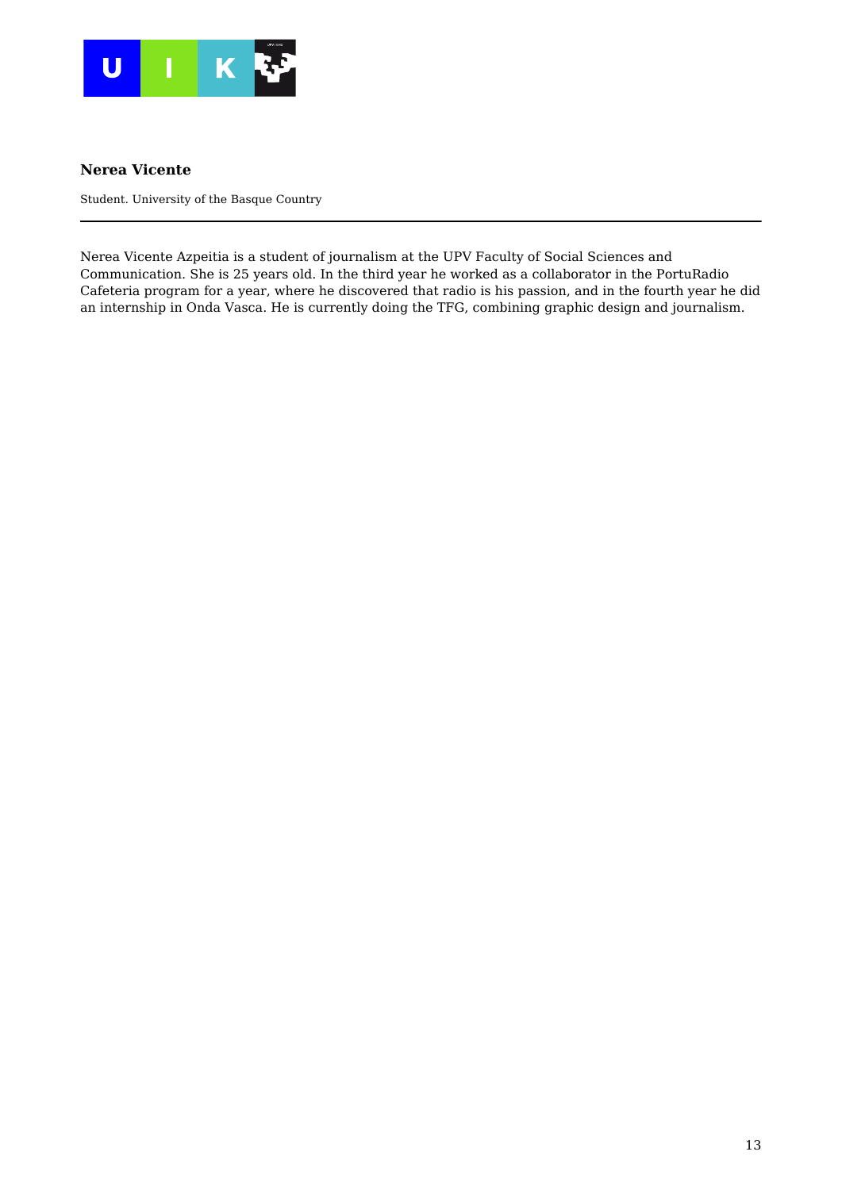**Nerea Vicente**

Student. University of the Basque Country

---

Nerea Vicente Azpeitia is a student of journalism at the UPV Faculty of Social Sciences and Communication. She is 25 years old. In the third year he worked as a collaborator in the PortuRadio Cafeteria program for a year, where he discovered that radio is his passion, and in the fourth year he did an internship in Onda Vasca. He is currently doing the TFG, combining graphic design and journalism.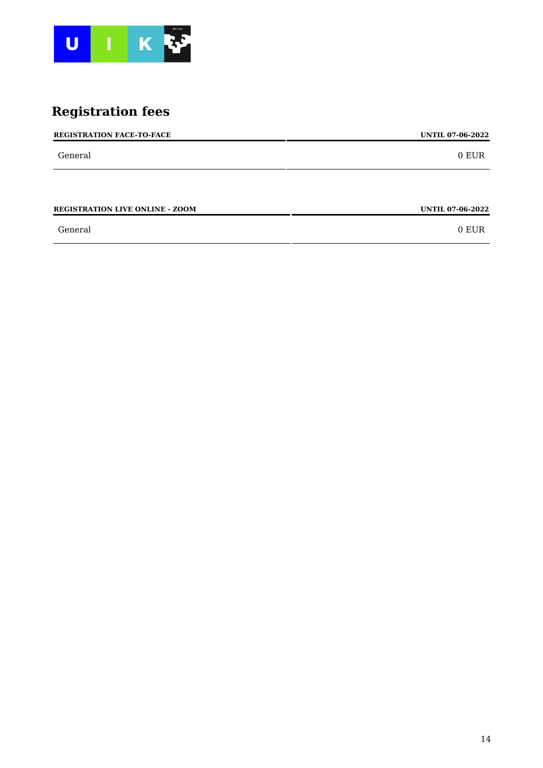## Registration fees

| REGISTRATION FACE-TO-FACE | UNTIL 07-06-2022 |
| --- | --- |
| General | 0 EUR |

| REGISTRATION LIVE ONLINE - ZOOM | UNTIL 07-06-2022 |
| --- | --- |
| General | 0 EUR |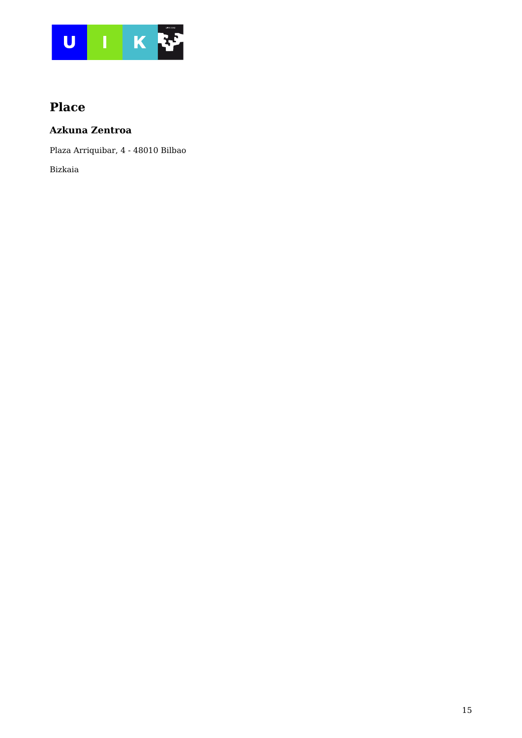# Place

## Azkuna Zentroa

Plaza Arriquibar, 4 - 48010 Bilbao

Bizkaia